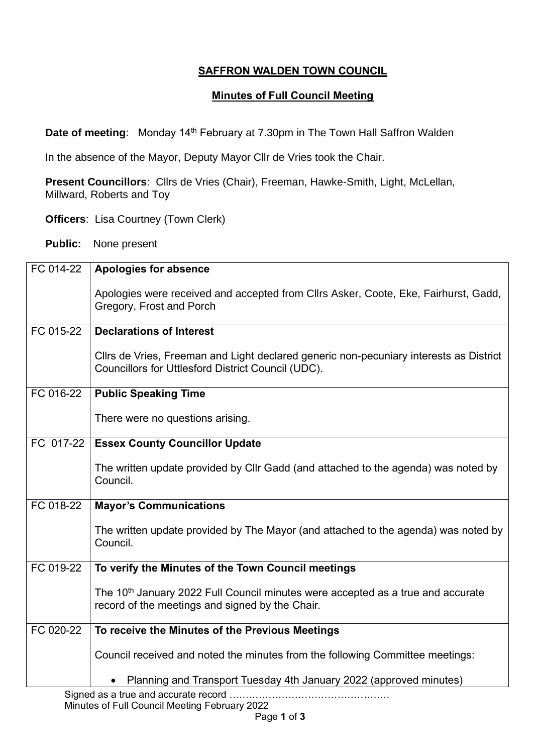## SAFFRON WALDEN TOWN COUNCIL

### Minutes of Full Council Meeting

**Date of meeting**: Monday 14th February at 7.30pm in The Town Hall Saffron Walden

In the absence of the Mayor, Deputy Mayor Cllr de Vries took the Chair.

**Present Councillors**: Cllrs de Vries (Chair), Freeman, Hawke-Smith, Light, McLellan, Millward, Roberts and Toy

**Officers**: Lisa Courtney (Town Clerk)

**Public:** None present

| | |
|---|---|
| FC 014-22 | **Apologies for absence**<br><br>Apologies were received and accepted from Cllrs Asker, Coote, Eke, Fairhurst, Gadd, Gregory, Frost and Porch |
| FC 015-22 | **Declarations of Interest**<br><br>Cllrs de Vries, Freeman and Light declared generic non-pecuniary interests as District Councillors for Uttlesford District Council (UDC). |
| FC 016-22 | **Public Speaking Time**<br><br>There were no questions arising. |
| FC 017-22 | **Essex County Councillor Update**<br><br>The written update provided by Cllr Gadd (and attached to the agenda) was noted by Council. |
| FC 018-22 | **Mayor's Communications**<br><br>The written update provided by The Mayor (and attached to the agenda) was noted by Council. |
| FC 019-22 | **To verify the Minutes of the Town Council meetings**<br><br>The 10th January 2022 Full Council minutes were accepted as a true and accurate record of the meetings and signed by the Chair. |
| FC 020-22 | **To receive the Minutes of the Previous Meetings**<br><br>Council received and noted the minutes from the following Committee meetings:<br><br>• Planning and Transport Tuesday 4th January 2022 (approved minutes) |

Signed as a true and accurate record ……………………………………………
Minutes of Full Council Meeting February 2022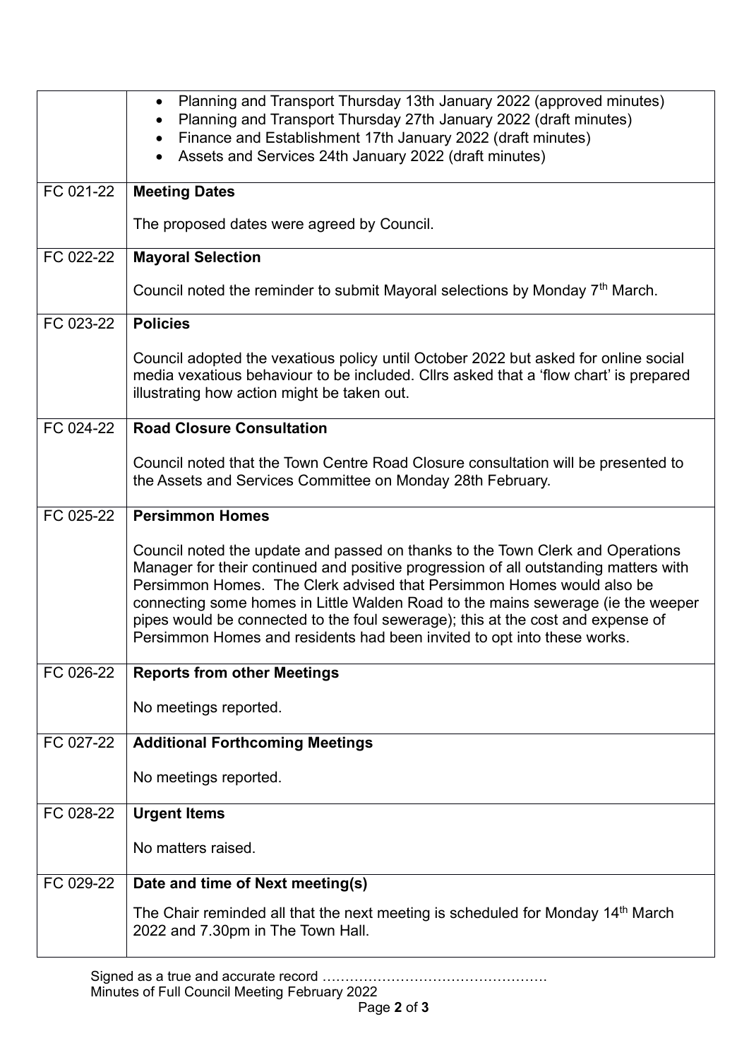| | |
|---|---|
| | • Planning and Transport Thursday 13th January 2022 (approved minutes)<br>• Planning and Transport Thursday 27th January 2022 (draft minutes)<br>• Finance and Establishment 17th January 2022 (draft minutes)<br>• Assets and Services 24th January 2022 (draft minutes) |
| FC 021-22 | **Meeting Dates**<br><br>The proposed dates were agreed by Council. |
| FC 022-22 | **Mayoral Selection**<br><br>Council noted the reminder to submit Mayoral selections by Monday 7th March. |
| FC 023-22 | **Policies**<br><br>Council adopted the vexatious policy until October 2022 but asked for online social media vexatious behaviour to be included. Cllrs asked that a 'flow chart' is prepared illustrating how action might be taken out. |
| FC 024-22 | **Road Closure Consultation**<br><br>Council noted that the Town Centre Road Closure consultation will be presented to the Assets and Services Committee on Monday 28th February. |
| FC 025-22 | **Persimmon Homes**<br><br>Council noted the update and passed on thanks to the Town Clerk and Operations Manager for their continued and positive progression of all outstanding matters with Persimmon Homes. The Clerk advised that Persimmon Homes would also be connecting some homes in Little Walden Road to the mains sewerage (ie the weeper pipes would be connected to the foul sewerage); this at the cost and expense of Persimmon Homes and residents had been invited to opt into these works. |
| FC 026-22 | **Reports from other Meetings**<br><br>No meetings reported. |
| FC 027-22 | **Additional Forthcoming Meetings**<br><br>No meetings reported. |
| FC 028-22 | **Urgent Items**<br><br>No matters raised. |
| FC 029-22 | **Date and time of Next meeting(s)**<br><br>The Chair reminded all that the next meeting is scheduled for Monday 14th March 2022 and 7.30pm in The Town Hall. |

Signed as a true and accurate record ………………………………………….
Minutes of Full Council Meeting February 2022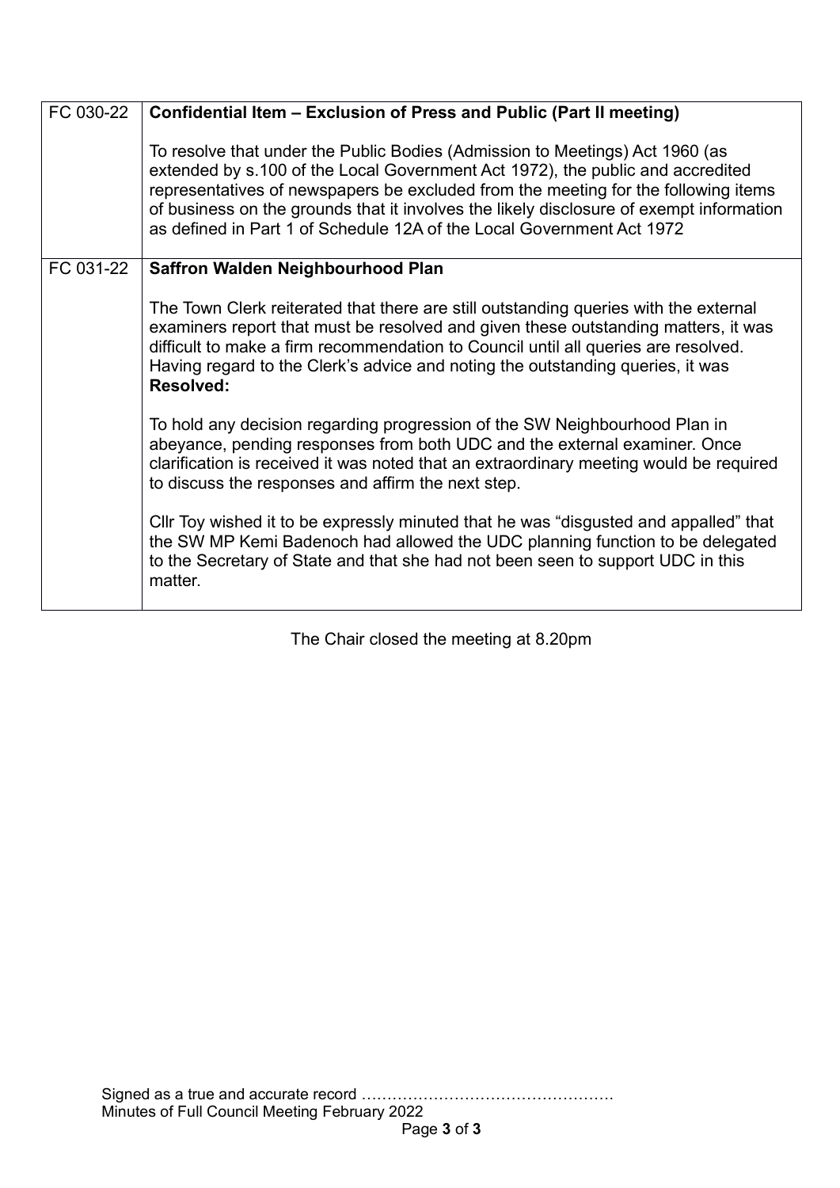| | |
|---|---|
| FC 030-22 | **Confidential Item – Exclusion of Press and Public (Part II meeting)**<br><br>To resolve that under the Public Bodies (Admission to Meetings) Act 1960 (as extended by s.100 of the Local Government Act 1972), the public and accredited representatives of newspapers be excluded from the meeting for the following items of business on the grounds that it involves the likely disclosure of exempt information as defined in Part 1 of Schedule 12A of the Local Government Act 1972 |
| FC 031-22 | **Saffron Walden Neighbourhood Plan**<br><br>The Town Clerk reiterated that there are still outstanding queries with the external examiners report that must be resolved and given these outstanding matters, it was difficult to make a firm recommendation to Council until all queries are resolved. Having regard to the Clerk's advice and noting the outstanding queries, it was **Resolved:**<br><br>To hold any decision regarding progression of the SW Neighbourhood Plan in abeyance, pending responses from both UDC and the external examiner. Once clarification is received it was noted that an extraordinary meeting would be required to discuss the responses and affirm the next step.<br><br>Cllr Toy wished it to be expressly minuted that he was "disgusted and appalled" that the SW MP Kemi Badenoch had allowed the UDC planning function to be delegated to the Secretary of State and that she had not been seen to support UDC in this matter. |

The Chair closed the meeting at 8.20pm

Signed as a true and accurate record …………………………………………
Minutes of Full Council Meeting February 2022